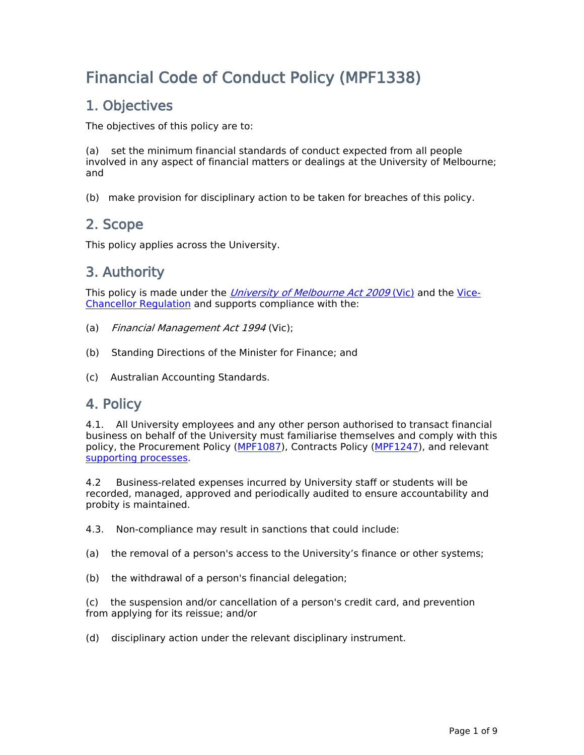# Financial Code of Conduct Policy (MPF1338)

## 1. Objectives

The objectives of this policy are to:

(a) set the minimum financial standards of conduct expected from all people involved in any aspect of financial matters or dealings at the University of Melbourne; and

(b) make provision for disciplinary action to be taken for breaches of this policy.

## 2. Scope

This policy applies across the University.

## 3. Authority

This policy is made under the *University of Melbourne Act 2009* (Vic) and the Vice-Chancellor Regulation and supports compliance with the:

(a) *Financial Management Act 1994* (Vic);

(b) Standing Directions of the Minister for Finance; and

(c) Australian Accounting Standards.

## 4. Policy

4.1. All University employees and any other person authorised to transact financial business on behalf of the University must familiarise themselves and comply with this policy, the Procurement Policy (MPF1087), Contracts Policy (MPF1247), and relevant supporting processes.

4.2 Business-related expenses incurred by University staff or students will be recorded, managed, approved and periodically audited to ensure accountability and probity is maintained.

4.3. Non-compliance may result in sanctions that could include:

(a) the removal of a person's access to the University's finance or other systems;

(b) the withdrawal of a person's financial delegation;

(c) the suspension and/or cancellation of a person's credit card, and prevention from applying for its reissue; and/or

(d) disciplinary action under the relevant disciplinary instrument.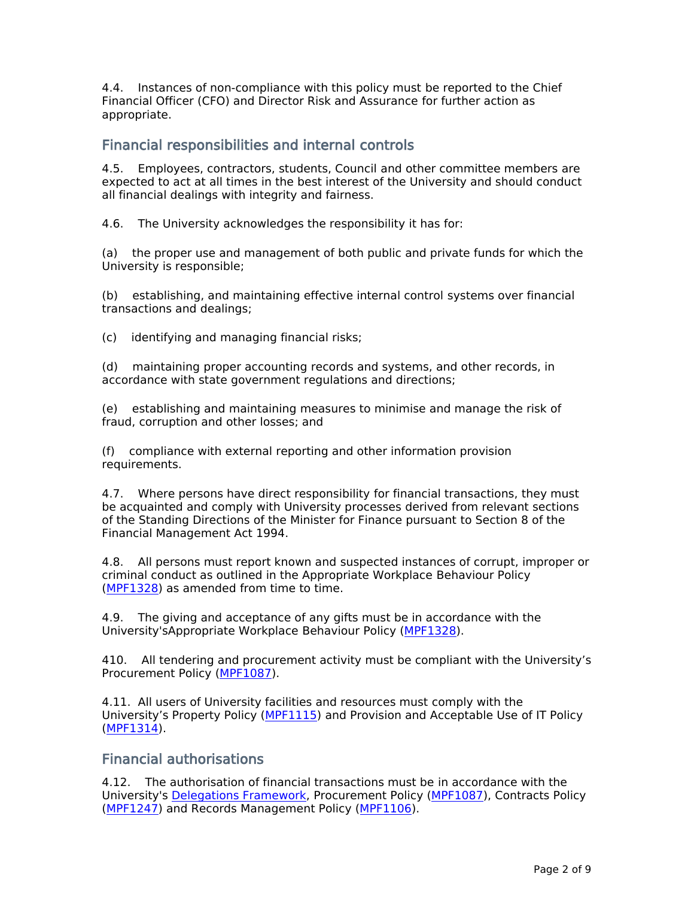4.4. Instances of non-compliance with this policy must be reported to the Chief Financial Officer (CFO) and Director Risk and Assurance for further action as appropriate.

## Financial responsibilities and internal controls

4.5. Employees, contractors, students, Council and other committee members are expected to act at all times in the best interest of the University and should conduct all financial dealings with integrity and fairness.

4.6. The University acknowledges the responsibility it has for:

(a) the proper use and management of both public and private funds for which the University is responsible;

(b) establishing, and maintaining effective internal control systems over financial transactions and dealings;

(c) identifying and managing financial risks;

(d) maintaining proper accounting records and systems, and other records, in accordance with state government regulations and directions;

(e) establishing and maintaining measures to minimise and manage the risk of fraud, corruption and other losses; and

(f) compliance with external reporting and other information provision requirements.

4.7. Where persons have direct responsibility for financial transactions, they must be acquainted and comply with University processes derived from relevant sections of the Standing Directions of the Minister for Finance pursuant to Section 8 of the Financial Management Act 1994.

4.8. All persons must report known and suspected instances of corrupt, improper or criminal conduct as outlined in the Appropriate Workplace Behaviour Policy (MPF1328) as amended from time to time.

4.9. The giving and acceptance of any gifts must be in accordance with the University'sAppropriate Workplace Behaviour Policy (MPF1328).

410. All tendering and procurement activity must be compliant with the University's Procurement Policy (MPF1087).

4.11. All users of University facilities and resources must comply with the University's Property Policy (MPF1115) and Provision and Acceptable Use of IT Policy (MPF1314).

## Financial authorisations

4.12. The authorisation of financial transactions must be in accordance with the University's Delegations Framework, Procurement Policy (MPF1087), Contracts Policy (MPF1247) and Records Management Policy (MPF1106).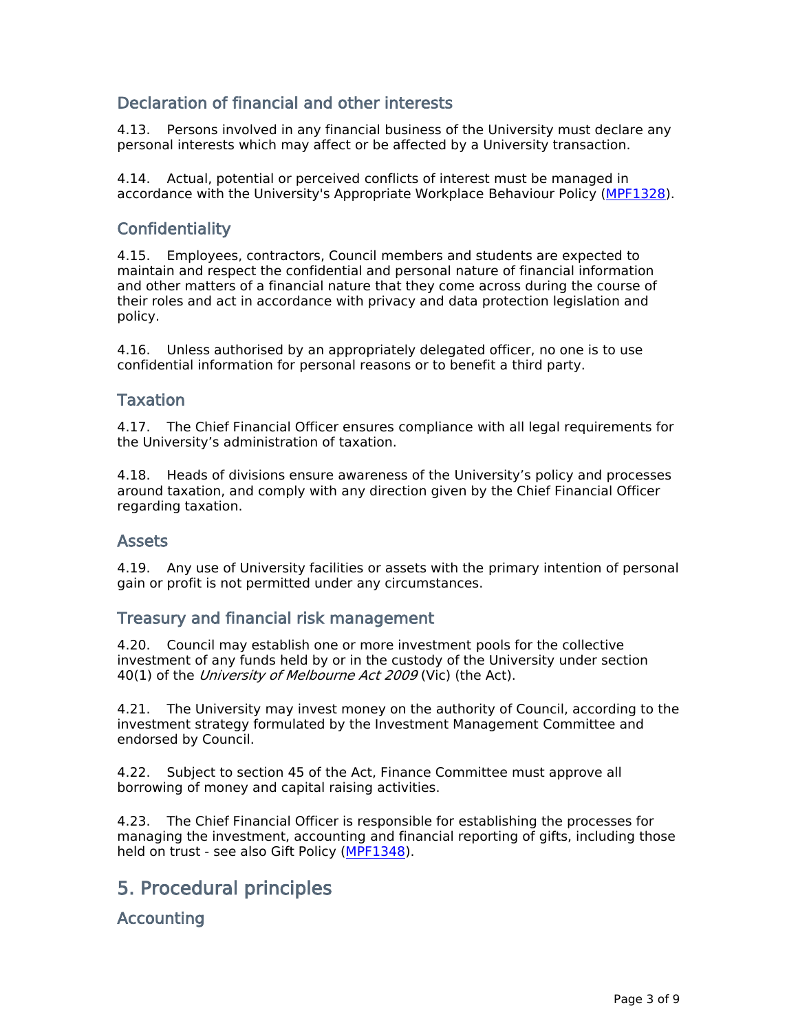### Declaration of financial and other interests

4.13. Persons involved in any financial business of the University must declare any personal interests which may affect or be affected by a University transaction.

4.14. Actual, potential or perceived conflicts of interest must be managed in accordance with the University's Appropriate Workplace Behaviour Policy (MPF1328).

### Confidentiality

4.15. Employees, contractors, Council members and students are expected to maintain and respect the confidential and personal nature of financial information and other matters of a financial nature that they come across during the course of their roles and act in accordance with privacy and data protection legislation and policy.

4.16. Unless authorised by an appropriately delegated officer, no one is to use confidential information for personal reasons or to benefit a third party.

### Taxation

4.17. The Chief Financial Officer ensures compliance with all legal requirements for the University's administration of taxation.

4.18. Heads of divisions ensure awareness of the University's policy and processes around taxation, and comply with any direction given by the Chief Financial Officer regarding taxation.

### Assets

4.19. Any use of University facilities or assets with the primary intention of personal gain or profit is not permitted under any circumstances.

### Treasury and financial risk management

4.20. Council may establish one or more investment pools for the collective investment of any funds held by or in the custody of the University under section 40(1) of the *University of Melbourne Act 2009* (Vic) (the Act).

4.21. The University may invest money on the authority of Council, according to the investment strategy formulated by the Investment Management Committee and endorsed by Council.

4.22. Subject to section 45 of the Act, Finance Committee must approve all borrowing of money and capital raising activities.

4.23. The Chief Financial Officer is responsible for establishing the processes for managing the investment, accounting and financial reporting of gifts, including those held on trust - see also Gift Policy (MPF1348).

## 5. Procedural principles

### Accounting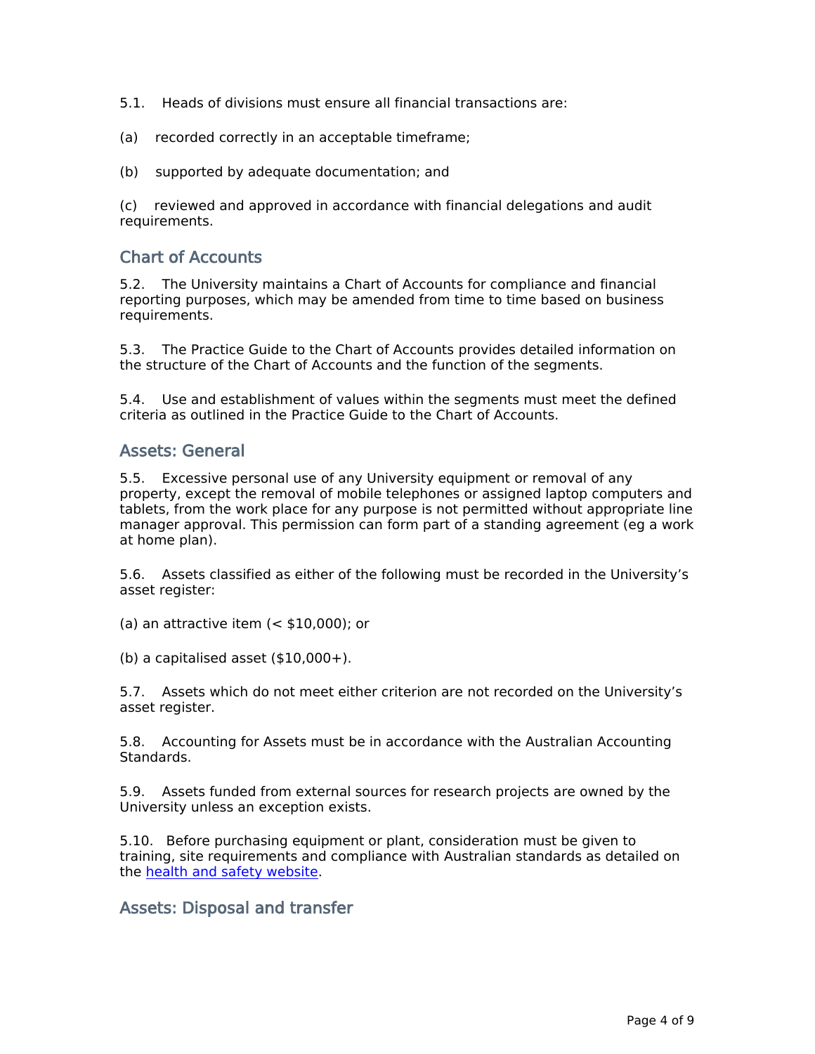5.1. Heads of divisions must ensure all financial transactions are:

(a) recorded correctly in an acceptable timeframe;

(b) supported by adequate documentation; and

(c) reviewed and approved in accordance with financial delegations and audit requirements.

## Chart of Accounts

5.2. The University maintains a Chart of Accounts for compliance and financial reporting purposes, which may be amended from time to time based on business requirements.

5.3. The Practice Guide to the Chart of Accounts provides detailed information on the structure of the Chart of Accounts and the function of the segments.

5.4. Use and establishment of values within the segments must meet the defined criteria as outlined in the Practice Guide to the Chart of Accounts.

## Assets: General

5.5. Excessive personal use of any University equipment or removal of any property, except the removal of mobile telephones or assigned laptop computers and tablets, from the work place for any purpose is not permitted without appropriate line manager approval. This permission can form part of a standing agreement (eg a work at home plan).

5.6. Assets classified as either of the following must be recorded in the University's asset register:

(a) an attractive item (< $10,000); or

(b) a capitalised asset ($10,000+).

5.7. Assets which do not meet either criterion are not recorded on the University's asset register.

5.8. Accounting for Assets must be in accordance with the Australian Accounting Standards.

5.9. Assets funded from external sources for research projects are owned by the University unless an exception exists.

5.10. Before purchasing equipment or plant, consideration must be given to training, site requirements and compliance with Australian standards as detailed on the health and safety website.

## Assets: Disposal and transfer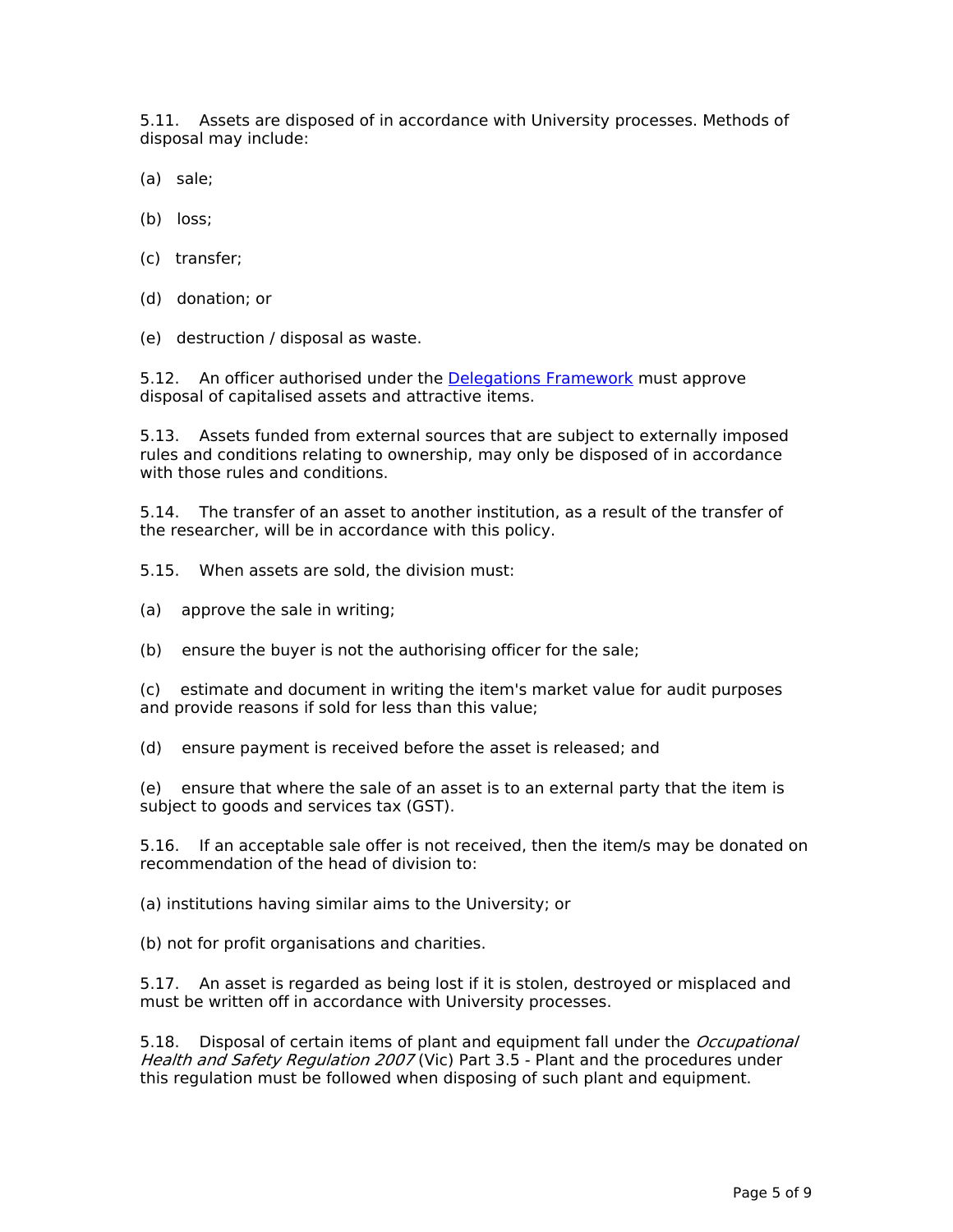5.11. Assets are disposed of in accordance with University processes. Methods of disposal may include:

(a) sale;

(b) loss;

(c) transfer;

(d) donation; or

(e) destruction / disposal as waste.

5.12. An officer authorised under the [Delegations Framework] must approve disposal of capitalised assets and attractive items.

5.13. Assets funded from external sources that are subject to externally imposed rules and conditions relating to ownership, may only be disposed of in accordance with those rules and conditions.

5.14. The transfer of an asset to another institution, as a result of the transfer of the researcher, will be in accordance with this policy.

5.15. When assets are sold, the division must:

(a) approve the sale in writing;

(b) ensure the buyer is not the authorising officer for the sale;

(c) estimate and document in writing the item's market value for audit purposes and provide reasons if sold for less than this value;

(d) ensure payment is received before the asset is released; and

(e) ensure that where the sale of an asset is to an external party that the item is subject to goods and services tax (GST).

5.16. If an acceptable sale offer is not received, then the item/s may be donated on recommendation of the head of division to:

(a) institutions having similar aims to the University; or

(b) not for profit organisations and charities.

5.17. An asset is regarded as being lost if it is stolen, destroyed or misplaced and must be written off in accordance with University processes.

5.18. Disposal of certain items of plant and equipment fall under the *Occupational Health and Safety Regulation 2007* (Vic) Part 3.5 - Plant and the procedures under this regulation must be followed when disposing of such plant and equipment.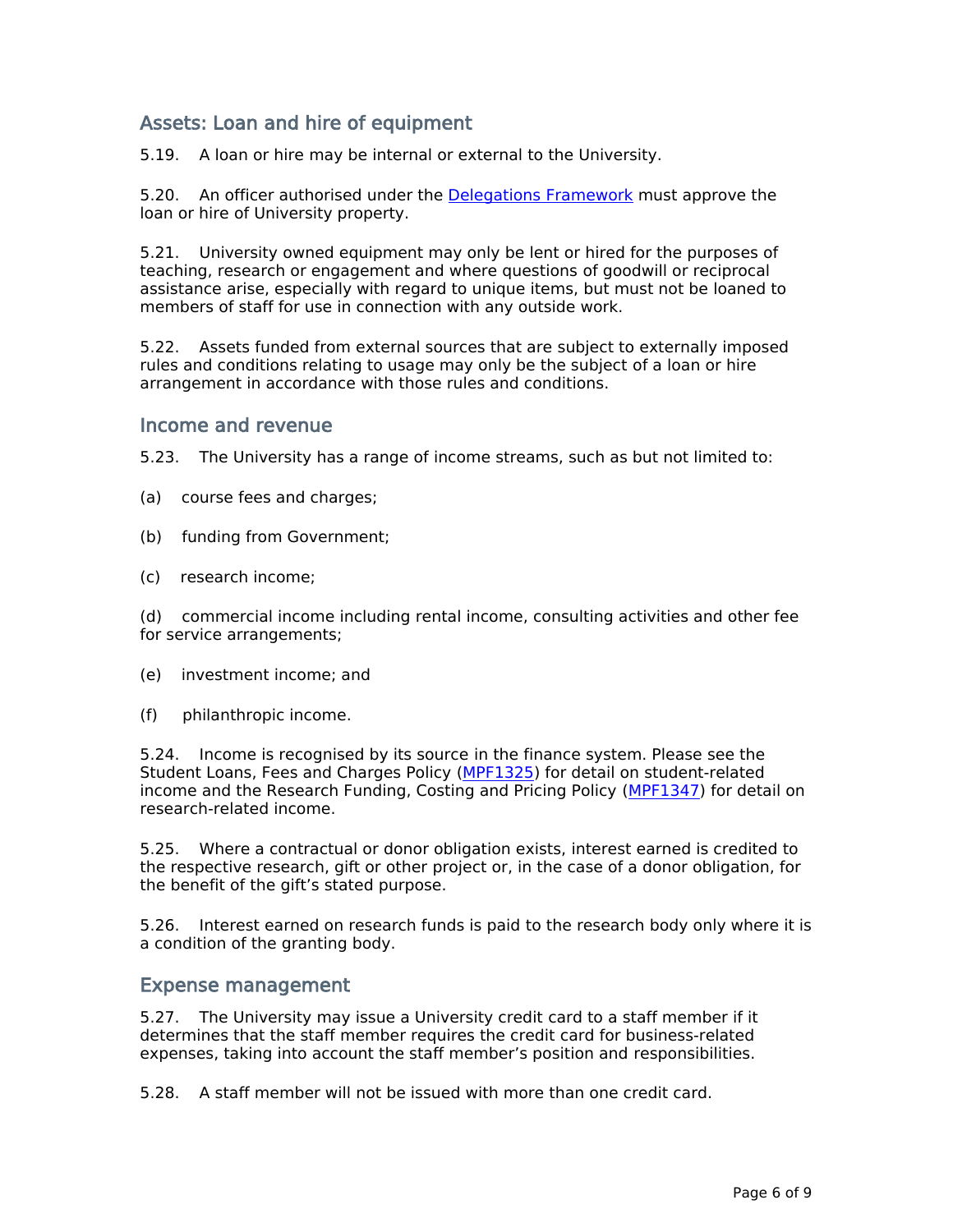## Assets: Loan and hire of equipment

5.19. A loan or hire may be internal or external to the University.

5.20. An officer authorised under the [Delegations Framework](#) must approve the loan or hire of University property.

5.21. University owned equipment may only be lent or hired for the purposes of teaching, research or engagement and where questions of goodwill or reciprocal assistance arise, especially with regard to unique items, but must not be loaned to members of staff for use in connection with any outside work.

5.22. Assets funded from external sources that are subject to externally imposed rules and conditions relating to usage may only be the subject of a loan or hire arrangement in accordance with those rules and conditions.

## Income and revenue

5.23. The University has a range of income streams, such as but not limited to:

(a) course fees and charges;

(b) funding from Government;

(c) research income;

(d) commercial income including rental income, consulting activities and other fee for service arrangements;

(e) investment income; and

(f) philanthropic income.

5.24. Income is recognised by its source in the finance system. Please see the Student Loans, Fees and Charges Policy ([MPF1325](#)) for detail on student-related income and the Research Funding, Costing and Pricing Policy ([MPF1347](#)) for detail on research-related income.

5.25. Where a contractual or donor obligation exists, interest earned is credited to the respective research, gift or other project or, in the case of a donor obligation, for the benefit of the gift's stated purpose.

5.26. Interest earned on research funds is paid to the research body only where it is a condition of the granting body.

## Expense management

5.27. The University may issue a University credit card to a staff member if it determines that the staff member requires the credit card for business-related expenses, taking into account the staff member's position and responsibilities.

5.28. A staff member will not be issued with more than one credit card.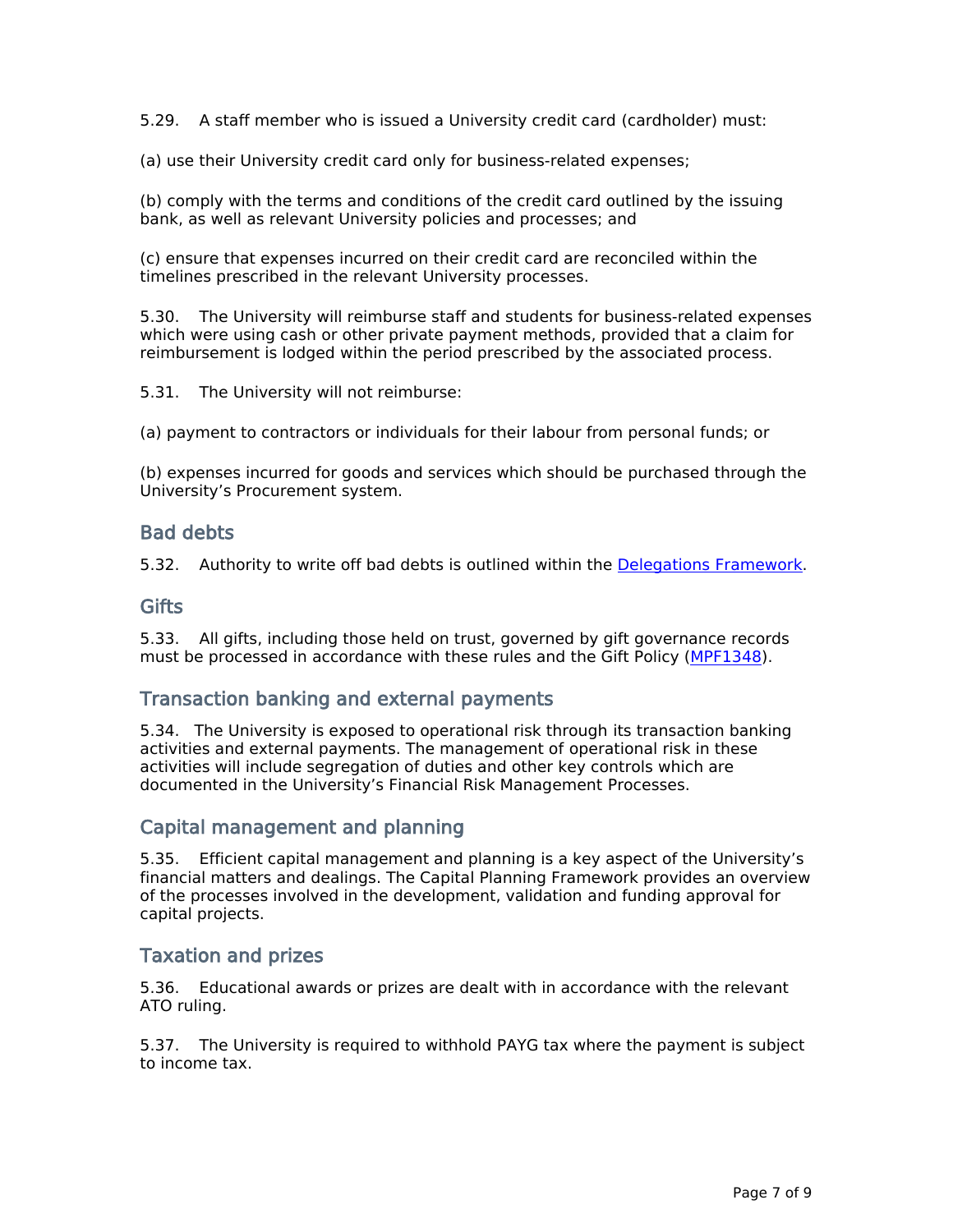5.29. A staff member who is issued a University credit card (cardholder) must:

(a) use their University credit card only for business-related expenses;

(b) comply with the terms and conditions of the credit card outlined by the issuing bank, as well as relevant University policies and processes; and

(c) ensure that expenses incurred on their credit card are reconciled within the timelines prescribed in the relevant University processes.

5.30. The University will reimburse staff and students for business-related expenses which were using cash or other private payment methods, provided that a claim for reimbursement is lodged within the period prescribed by the associated process.

5.31. The University will not reimburse:

(a) payment to contractors or individuals for their labour from personal funds; or

(b) expenses incurred for goods and services which should be purchased through the University's Procurement system.

## Bad debts

5.32. Authority to write off bad debts is outlined within the Delegations Framework.

## Gifts

5.33. All gifts, including those held on trust, governed by gift governance records must be processed in accordance with these rules and the Gift Policy (MPF1348).

## Transaction banking and external payments

5.34. The University is exposed to operational risk through its transaction banking activities and external payments. The management of operational risk in these activities will include segregation of duties and other key controls which are documented in the University's Financial Risk Management Processes.

## Capital management and planning

5.35. Efficient capital management and planning is a key aspect of the University's financial matters and dealings. The Capital Planning Framework provides an overview of the processes involved in the development, validation and funding approval for capital projects.

## Taxation and prizes

5.36. Educational awards or prizes are dealt with in accordance with the relevant ATO ruling.

5.37. The University is required to withhold PAYG tax where the payment is subject to income tax.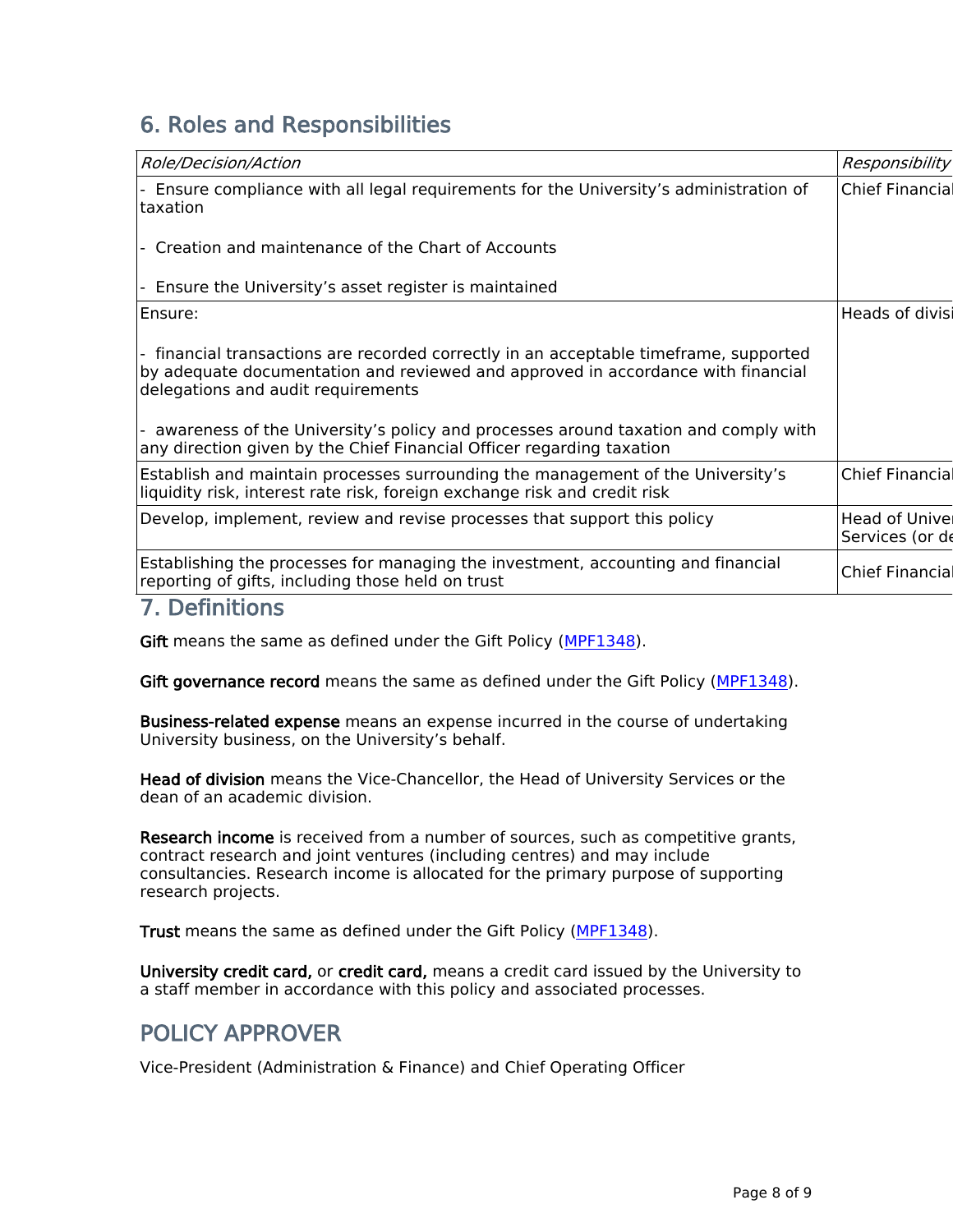## 6. Roles and Responsibilities

| *Role/Decision/Action* | *Responsibility* |
|---|---|
| - Ensure compliance with all legal requirements for the University's administration of taxation<br><br>- Creation and maintenance of the Chart of Accounts<br><br>- Ensure the University's asset register is maintained | Chief Financial |
| Ensure:<br><br>- financial transactions are recorded correctly in an acceptable timeframe, supported by adequate documentation and reviewed and approved in accordance with financial delegations and audit requirements<br><br>- awareness of the University's policy and processes around taxation and comply with any direction given by the Chief Financial Officer regarding taxation | Heads of divisi |
| Establish and maintain processes surrounding the management of the University's liquidity risk, interest rate risk, foreign exchange risk and credit risk | Chief Financial |
| Develop, implement, review and revise processes that support this policy | Head of Univer Services (or de |
| Establishing the processes for managing the investment, accounting and financial reporting of gifts, including those held on trust | Chief Financial |

## 7. Definitions

**Gift** means the same as defined under the Gift Policy (MPF1348).

**Gift governance record** means the same as defined under the Gift Policy (MPF1348).

**Business-related expense** means an expense incurred in the course of undertaking University business, on the University's behalf.

**Head of division** means the Vice-Chancellor, the Head of University Services or the dean of an academic division.

**Research income** is received from a number of sources, such as competitive grants, contract research and joint ventures (including centres) and may include consultancies. Research income is allocated for the primary purpose of supporting research projects.

**Trust** means the same as defined under the Gift Policy (MPF1348).

**University credit card,** or **credit card,** means a credit card issued by the University to a staff member in accordance with this policy and associated processes.

## POLICY APPROVER

Vice-President (Administration & Finance) and Chief Operating Officer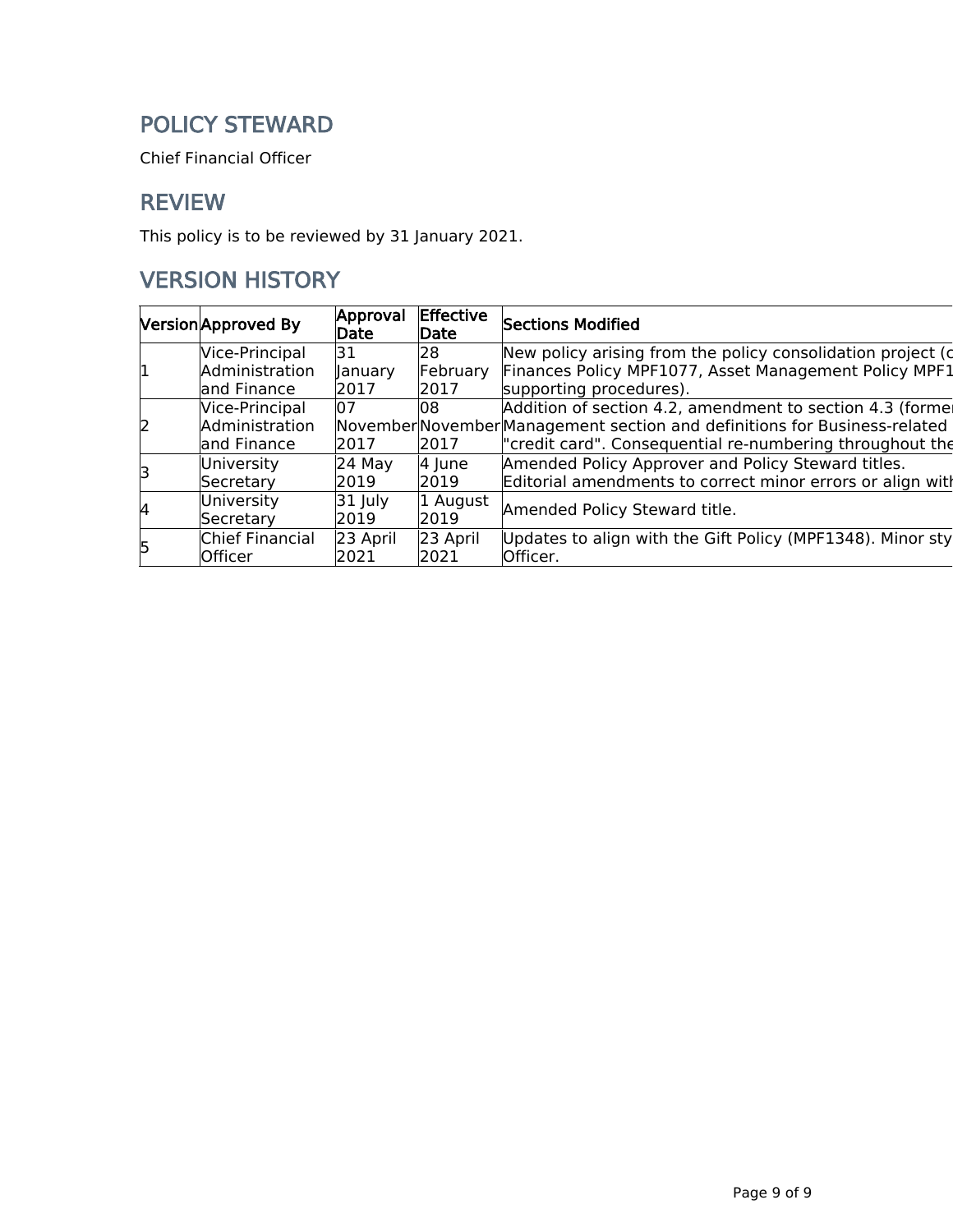## POLICY STEWARD

Chief Financial Officer

## REVIEW

This policy is to be reviewed by 31 January 2021.

## VERSION HISTORY

| Version | Approved By | Approval Date | Effective Date | Sections Modified |
|---|---|---|---|---|
| 1 | Vice-Principal Administration and Finance | 31 January 2017 | 28 February 2017 | New policy arising from the policy consolidation project (c Finances Policy MPF1077, Asset Management Policy MPF1 supporting procedures). |
| 2 | Vice-Principal Administration and Finance | 07 November 2017 | 08 November 2017 | Addition of section 4.2, amendment to section 4.3 (forme Management section and definitions for Business-related "credit card". Consequential re-numbering throughout the |
| 3 | University Secretary | 24 May 2019 | 4 June 2019 | Amended Policy Approver and Policy Steward titles. Editorial amendments to correct minor errors or align wit |
| 4 | University Secretary | 31 July 2019 | 1 August 2019 | Amended Policy Steward title. |
| 5 | Chief Financial Officer | 23 April 2021 | 23 April 2021 | Updates to align with the Gift Policy (MPF1348). Minor sty Officer. |